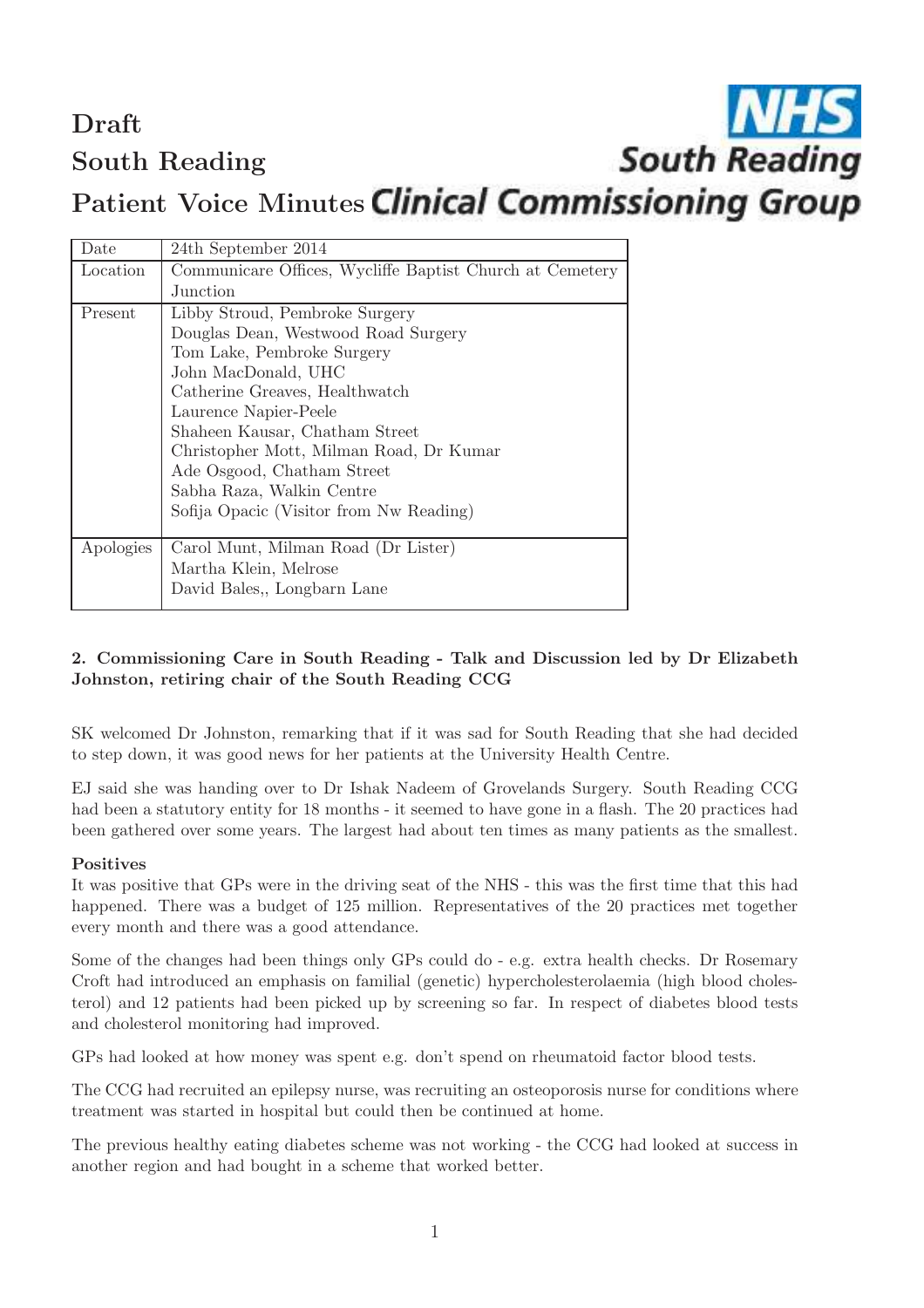# Draft

# South Reading

# Patient Voice Minutes

NHS South Reading Clinical Commissioning Group

| Date | 24th September 2014 |
|---|---|
| Location | Communicare Offices, Wycliffe Baptist Church at Cemetery Junction |
| Present | Libby Stroud, Pembroke Surgery<br>Douglas Dean, Westwood Road Surgery<br>Tom Lake, Pembroke Surgery<br>John MacDonald, UHC<br>Catherine Greaves, Healthwatch<br>Laurence Napier-Peele<br>Shaheen Kausar, Chatham Street<br>Christopher Mott, Milman Road, Dr Kumar<br>Ade Osgood, Chatham Street<br>Sabha Raza, Walkin Centre<br>Sofija Opacic (Visitor from Nw Reading) |
| Apologies | Carol Munt, Milman Road (Dr Lister)<br>Martha Klein, Melrose<br>David Bales,, Longbarn Lane |

**2. Commissioning Care in South Reading - Talk and Discussion led by Dr Elizabeth Johnston, retiring chair of the South Reading CCG**

SK welcomed Dr Johnston, remarking that if it was sad for South Reading that she had decided to step down, it was good news for her patients at the University Health Centre.

EJ said she was handing over to Dr Ishak Nadeem of Grovelands Surgery. South Reading CCG had been a statutory entity for 18 months - it seemed to have gone in a flash. The 20 practices had been gathered over some years. The largest had about ten times as many patients as the smallest.

**Positives**

It was positive that GPs were in the driving seat of the NHS - this was the first time that this had happened. There was a budget of 125 million. Representatives of the 20 practices met together every month and there was a good attendance.

Some of the changes had been things only GPs could do - e.g. extra health checks. Dr Rosemary Croft had introduced an emphasis on familial (genetic) hypercholesterolaemia (high blood cholesterol) and 12 patients had been picked up by screening so far. In respect of diabetes blood tests and cholesterol monitoring had improved.

GPs had looked at how money was spent e.g. don't spend on rheumatoid factor blood tests.

The CCG had recruited an epilepsy nurse, was recruiting an osteoporosis nurse for conditions where treatment was started in hospital but could then be continued at home.

The previous healthy eating diabetes scheme was not working - the CCG had looked at success in another region and had bought in a scheme that worked better.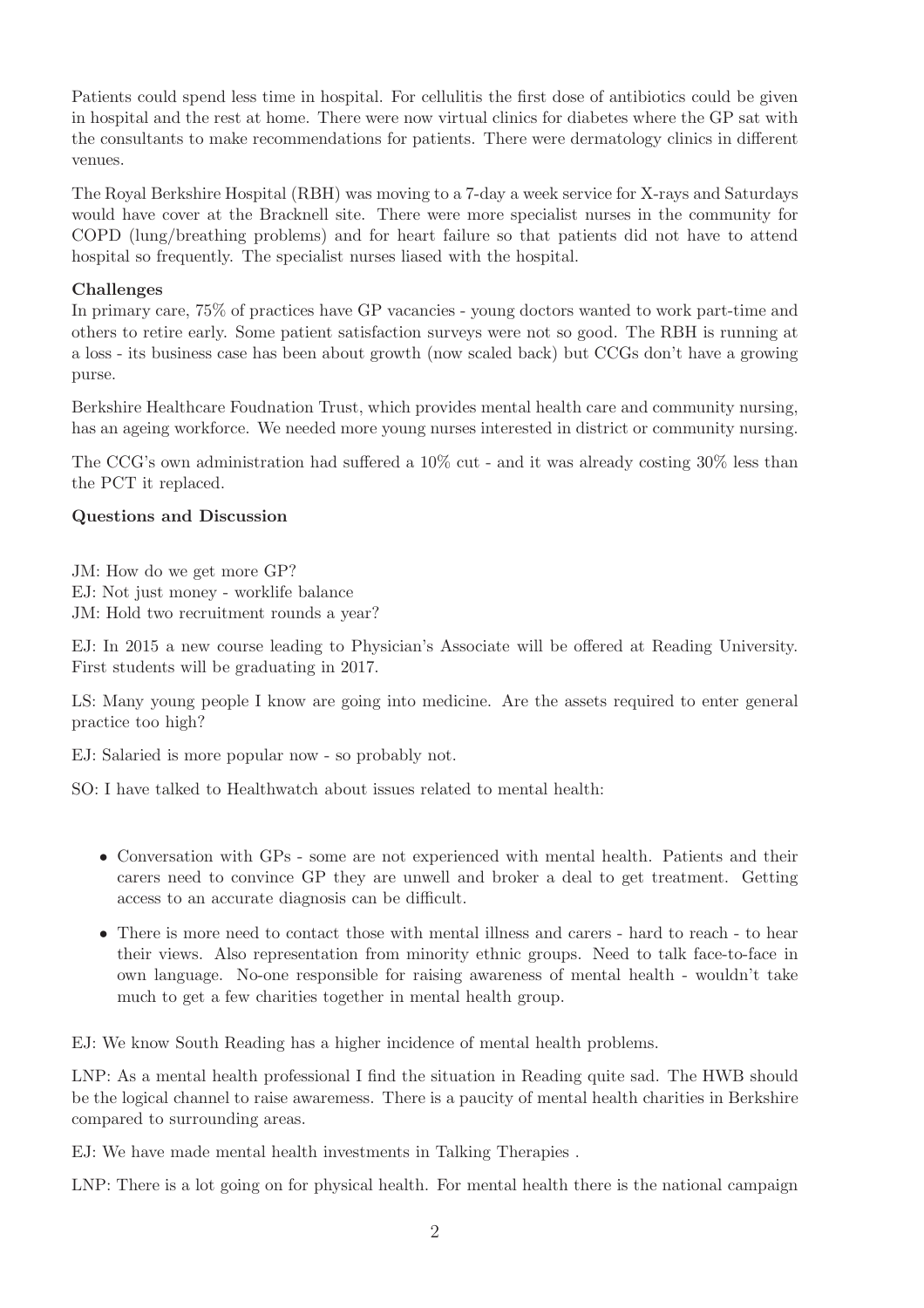Patients could spend less time in hospital. For cellulitis the first dose of antibiotics could be given in hospital and the rest at home. There were now virtual clinics for diabetes where the GP sat with the consultants to make recommendations for patients. There were dermatology clinics in different venues.

The Royal Berkshire Hospital (RBH) was moving to a 7-day a week service for X-rays and Saturdays would have cover at the Bracknell site. There were more specialist nurses in the community for COPD (lung/breathing problems) and for heart failure so that patients did not have to attend hospital so frequently. The specialist nurses liased with the hospital.

**Challenges**

In primary care, 75% of practices have GP vacancies - young doctors wanted to work part-time and others to retire early. Some patient satisfaction surveys were not so good. The RBH is running at a loss - its business case has been about growth (now scaled back) but CCGs don't have a growing purse.

Berkshire Healthcare Foudnation Trust, which provides mental health care and community nursing, has an ageing workforce. We needed more young nurses interested in district or community nursing.

The CCG's own administration had suffered a 10% cut - and it was already costing 30% less than the PCT it replaced.

**Questions and Discussion**

JM: How do we get more GP?
EJ: Not just money - worklife balance
JM: Hold two recruitment rounds a year?

EJ: In 2015 a new course leading to Physician's Associate will be offered at Reading University. First students will be graduating in 2017.

LS: Many young people I know are going into medicine. Are the assets required to enter general practice too high?

EJ: Salaried is more popular now - so probably not.

SO: I have talked to Healthwatch about issues related to mental health:

- Conversation with GPs - some are not experienced with mental health. Patients and their carers need to convince GP they are unwell and broker a deal to get treatment. Getting access to an accurate diagnosis can be difficult.
- There is more need to contact those with mental illness and carers - hard to reach - to hear their views. Also representation from minority ethnic groups. Need to talk face-to-face in own language. No-one responsible for raising awareness of mental health - wouldn't take much to get a few charities together in mental health group.

EJ: We know South Reading has a higher incidence of mental health problems.

LNP: As a mental health professional I find the situation in Reading quite sad. The HWB should be the logical channel to raise awaremess. There is a paucity of mental health charities in Berkshire compared to surrounding areas.

EJ: We have made mental health investments in Talking Therapies .

LNP: There is a lot going on for physical health. For mental health there is the national campaign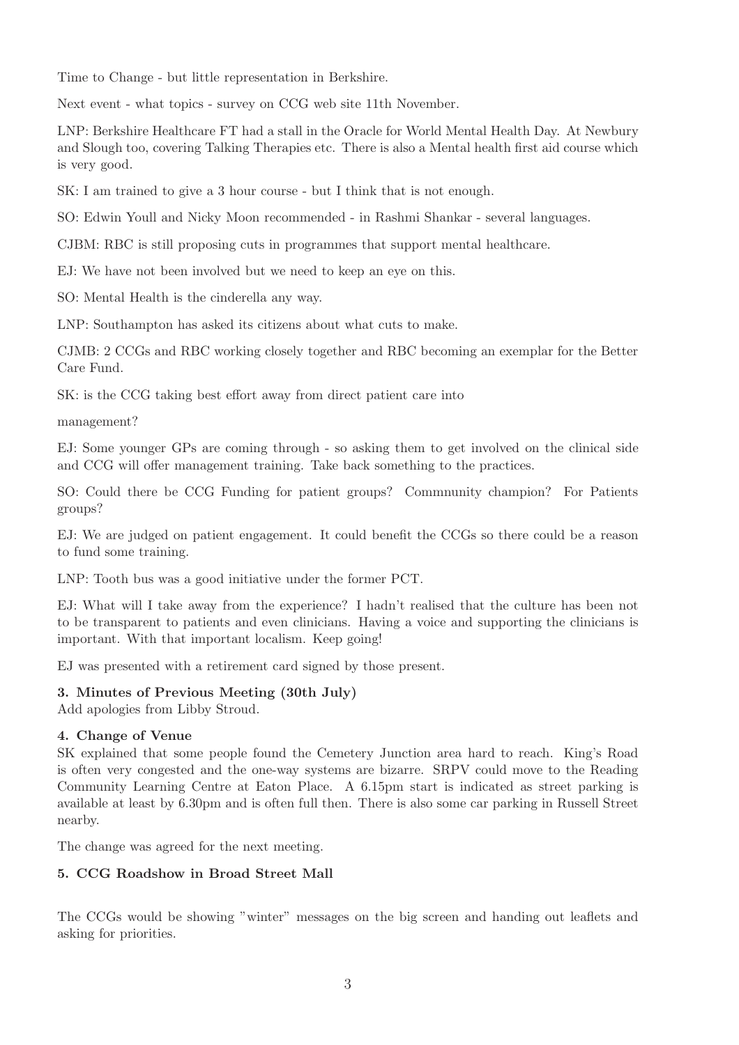Time to Change - but little representation in Berkshire.

Next event - what topics - survey on CCG web site 11th November.

LNP: Berkshire Healthcare FT had a stall in the Oracle for World Mental Health Day. At Newbury and Slough too, covering Talking Therapies etc. There is also a Mental health first aid course which is very good.

SK: I am trained to give a 3 hour course - but I think that is not enough.

SO: Edwin Youll and Nicky Moon recommended - in Rashmi Shankar - several languages.

CJBM: RBC is still proposing cuts in programmes that support mental healthcare.

EJ: We have not been involved but we need to keep an eye on this.

SO: Mental Health is the cinderella any way.

LNP: Southampton has asked its citizens about what cuts to make.

CJMB: 2 CCGs and RBC working closely together and RBC becoming an exemplar for the Better Care Fund.

SK: is the CCG taking best effort away from direct patient care into

management?

EJ: Some younger GPs are coming through - so asking them to get involved on the clinical side and CCG will offer management training. Take back something to the practices.

SO: Could there be CCG Funding for patient groups? Commnunity champion? For Patients groups?

EJ: We are judged on patient engagement. It could benefit the CCGs so there could be a reason to fund some training.

LNP: Tooth bus was a good initiative under the former PCT.

EJ: What will I take away from the experience? I hadn't realised that the culture has been not to be transparent to patients and even clinicians. Having a voice and supporting the clinicians is important. With that important localism. Keep going!

EJ was presented with a retirement card signed by those present.

**3. Minutes of Previous Meeting (30th July)**

Add apologies from Libby Stroud.

**4. Change of Venue**

SK explained that some people found the Cemetery Junction area hard to reach. King's Road is often very congested and the one-way systems are bizarre. SRPV could move to the Reading Community Learning Centre at Eaton Place. A 6.15pm start is indicated as street parking is available at least by 6.30pm and is often full then. There is also some car parking in Russell Street nearby.

The change was agreed for the next meeting.

**5. CCG Roadshow in Broad Street Mall**

The CCGs would be showing "winter" messages on the big screen and handing out leaflets and asking for priorities.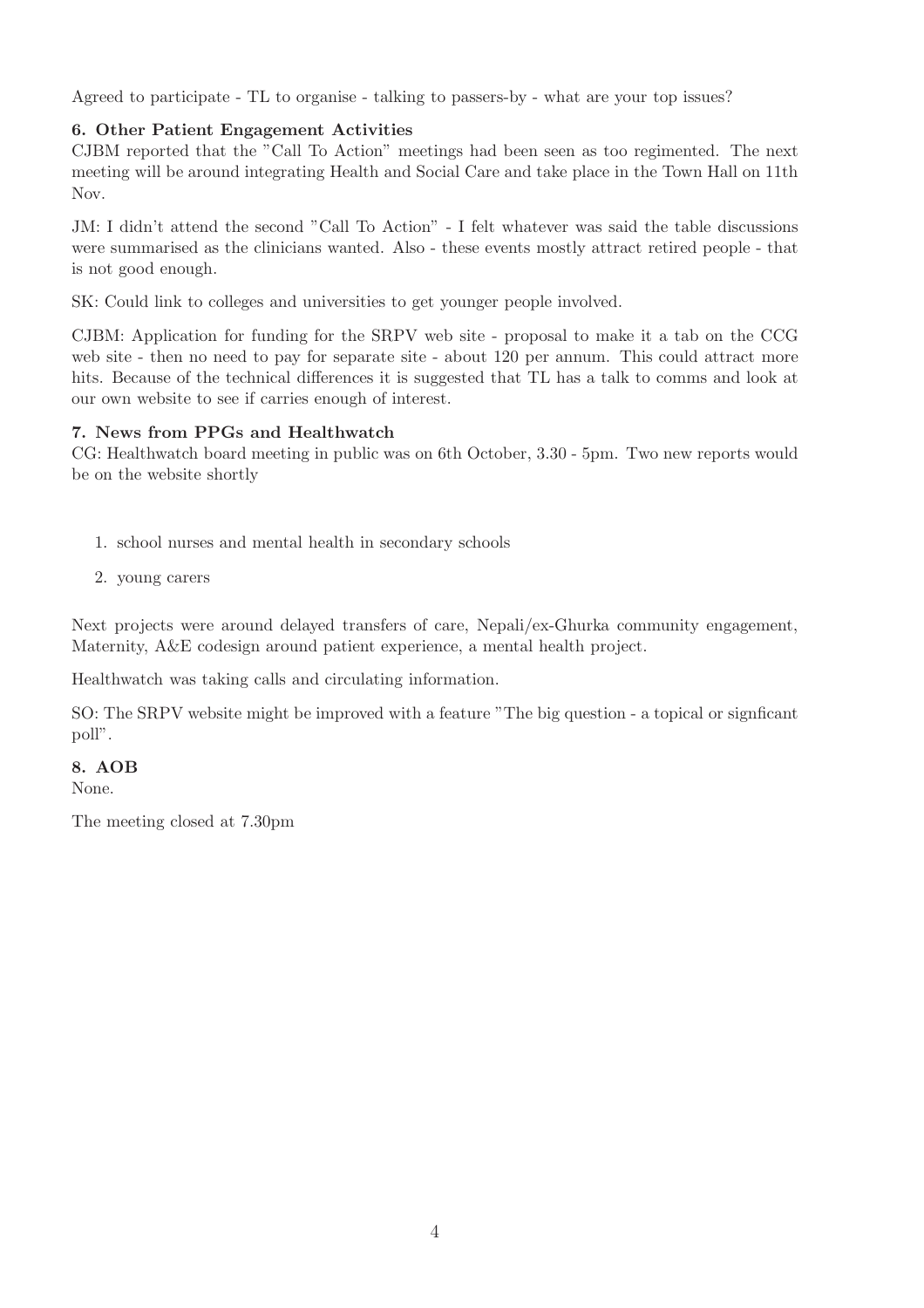Agreed to participate - TL to organise - talking to passers-by - what are your top issues?

**6. Other Patient Engagement Activities**

CJBM reported that the "Call To Action" meetings had been seen as too regimented. The next meeting will be around integrating Health and Social Care and take place in the Town Hall on 11th Nov.

JM: I didn't attend the second "Call To Action" - I felt whatever was said the table discussions were summarised as the clinicians wanted. Also - these events mostly attract retired people - that is not good enough.

SK: Could link to colleges and universities to get younger people involved.

CJBM: Application for funding for the SRPV web site - proposal to make it a tab on the CCG web site - then no need to pay for separate site - about 120 per annum. This could attract more hits. Because of the technical differences it is suggested that TL has a talk to comms and look at our own website to see if carries enough of interest.

**7. News from PPGs and Healthwatch**

CG: Healthwatch board meeting in public was on 6th October, 3.30 - 5pm. Two new reports would be on the website shortly

1. school nurses and mental health in secondary schools
2. young carers

Next projects were around delayed transfers of care, Nepali/ex-Ghurka community engagement, Maternity, A&E codesign around patient experience, a mental health project.

Healthwatch was taking calls and circulating information.

SO: The SRPV website might be improved with a feature "The big question - a topical or signficant poll".

**8. AOB**

None.

The meeting closed at 7.30pm